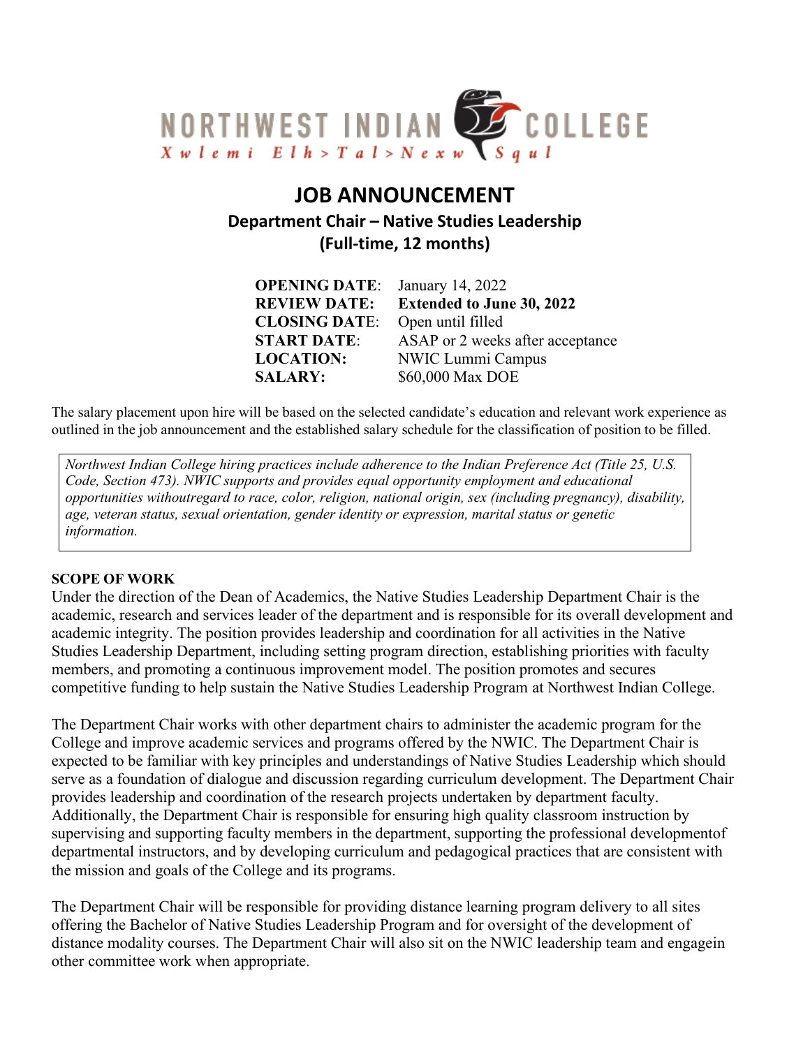NORTHWEST INDIAN COLLEGE

Xwlemi Elh>Tal>Nexw Squl

# JOB ANNOUNCEMENT

## Department Chair – Native Studies Leadership
## (Full-time, 12 months)

| | |
|---|---|
| **OPENING DATE**: | January 14, 2022 |
| **REVIEW DATE:** | **Extended to June 30, 2022** |
| **CLOSING DATE**: | Open until filled |
| **START DATE**: | ASAP or 2 weeks after acceptance |
| **LOCATION:** | NWIC Lummi Campus |
| **SALARY:** | $60,000 Max DOE |

The salary placement upon hire will be based on the selected candidate's education and relevant work experience as outlined in the job announcement and the established salary schedule for the classification of position to be filled.

*Northwest Indian College hiring practices include adherence to the Indian Preference Act (Title 25, U.S. Code, Section 473). NWIC supports and provides equal opportunity employment and educational opportunities withoutregard to race, color, religion, national origin, sex (including pregnancy), disability, age, veteran status, sexual orientation, gender identity or expression, marital status or genetic information.*

**SCOPE OF WORK**

Under the direction of the Dean of Academics, the Native Studies Leadership Department Chair is the academic, research and services leader of the department and is responsible for its overall development and academic integrity. The position provides leadership and coordination for all activities in the Native Studies Leadership Department, including setting program direction, establishing priorities with faculty members, and promoting a continuous improvement model. The position promotes and secures competitive funding to help sustain the Native Studies Leadership Program at Northwest Indian College.

The Department Chair works with other department chairs to administer the academic program for the College and improve academic services and programs offered by the NWIC. The Department Chair is expected to be familiar with key principles and understandings of Native Studies Leadership which should serve as a foundation of dialogue and discussion regarding curriculum development. The Department Chair provides leadership and coordination of the research projects undertaken by department faculty. Additionally, the Department Chair is responsible for ensuring high quality classroom instruction by supervising and supporting faculty members in the department, supporting the professional developmentof departmental instructors, and by developing curriculum and pedagogical practices that are consistent with the mission and goals of the College and its programs.

The Department Chair will be responsible for providing distance learning program delivery to all sites offering the Bachelor of Native Studies Leadership Program and for oversight of the development of distance modality courses. The Department Chair will also sit on the NWIC leadership team and engagein other committee work when appropriate.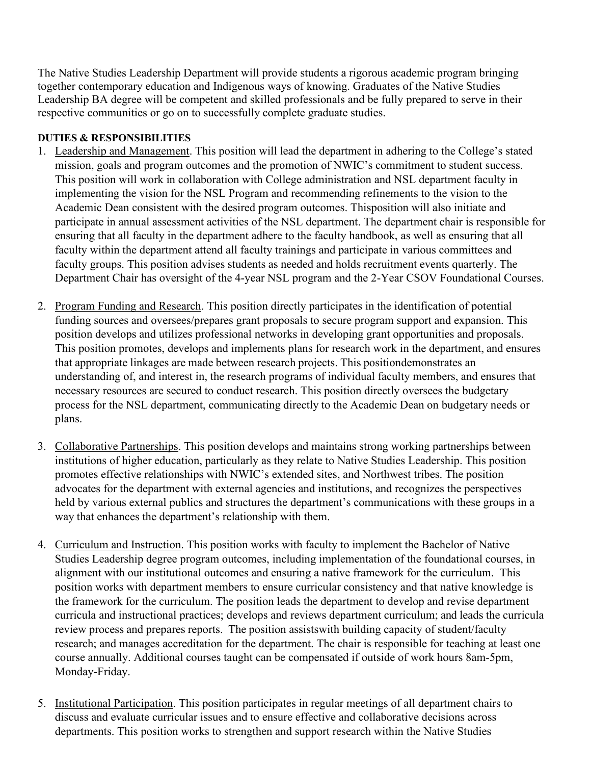The Native Studies Leadership Department will provide students a rigorous academic program bringing together contemporary education and Indigenous ways of knowing. Graduates of the Native Studies Leadership BA degree will be competent and skilled professionals and be fully prepared to serve in their respective communities or go on to successfully complete graduate studies.

**DUTIES & RESPONSIBILITIES**

1. Leadership and Management. This position will lead the department in adhering to the College's stated mission, goals and program outcomes and the promotion of NWIC's commitment to student success. This position will work in collaboration with College administration and NSL department faculty in implementing the vision for the NSL Program and recommending refinements to the vision to the Academic Dean consistent with the desired program outcomes. Thisposition will also initiate and participate in annual assessment activities of the NSL department. The department chair is responsible for ensuring that all faculty in the department adhere to the faculty handbook, as well as ensuring that all faculty within the department attend all faculty trainings and participate in various committees and faculty groups. This position advises students as needed and holds recruitment events quarterly. The Department Chair has oversight of the 4-year NSL program and the 2-Year CSOV Foundational Courses.

2. Program Funding and Research. This position directly participates in the identification of potential funding sources and oversees/prepares grant proposals to secure program support and expansion. This position develops and utilizes professional networks in developing grant opportunities and proposals. This position promotes, develops and implements plans for research work in the department, and ensures that appropriate linkages are made between research projects. This positiondemonstrates an understanding of, and interest in, the research programs of individual faculty members, and ensures that necessary resources are secured to conduct research. This position directly oversees the budgetary process for the NSL department, communicating directly to the Academic Dean on budgetary needs or plans.

3. Collaborative Partnerships. This position develops and maintains strong working partnerships between institutions of higher education, particularly as they relate to Native Studies Leadership. This position promotes effective relationships with NWIC's extended sites, and Northwest tribes. The position advocates for the department with external agencies and institutions, and recognizes the perspectives held by various external publics and structures the department's communications with these groups in a way that enhances the department's relationship with them.

4. Curriculum and Instruction. This position works with faculty to implement the Bachelor of Native Studies Leadership degree program outcomes, including implementation of the foundational courses, in alignment with our institutional outcomes and ensuring a native framework for the curriculum. This position works with department members to ensure curricular consistency and that native knowledge is the framework for the curriculum. The position leads the department to develop and revise department curricula and instructional practices; develops and reviews department curriculum; and leads the curricula review process and prepares reports. The position assistswith building capacity of student/faculty research; and manages accreditation for the department. The chair is responsible for teaching at least one course annually. Additional courses taught can be compensated if outside of work hours 8am-5pm, Monday-Friday.

5. Institutional Participation. This position participates in regular meetings of all department chairs to discuss and evaluate curricular issues and to ensure effective and collaborative decisions across departments. This position works to strengthen and support research within the Native Studies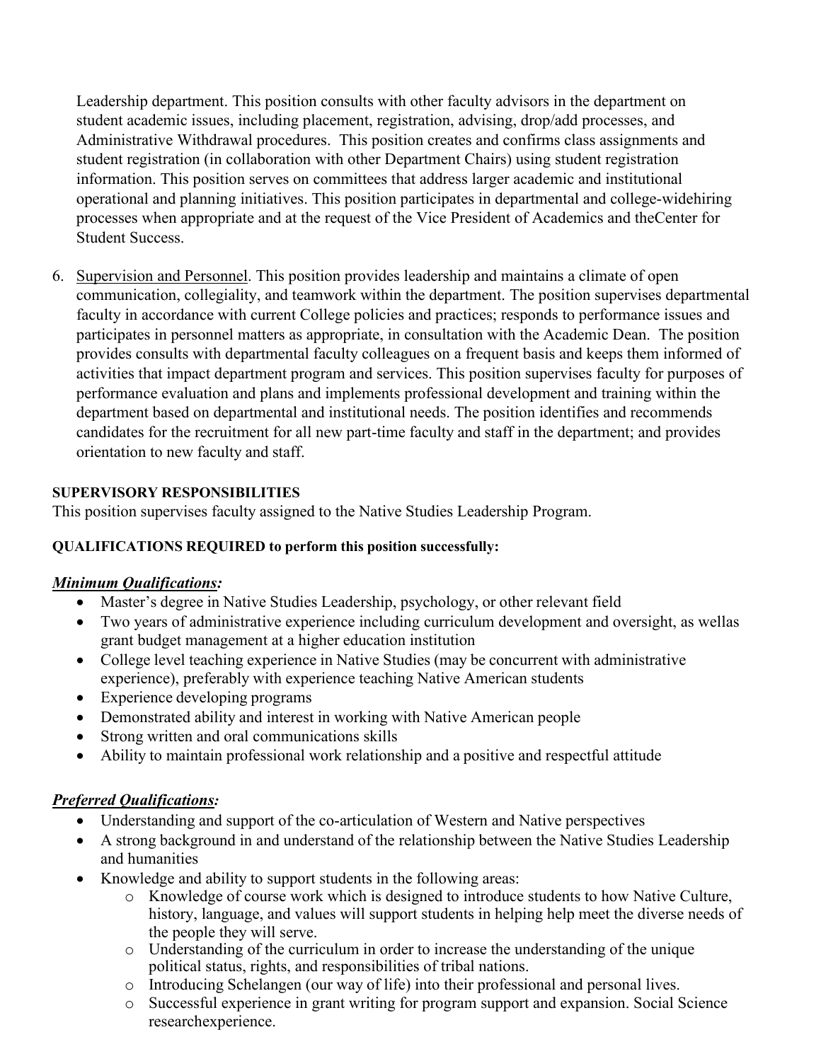Leadership department. This position consults with other faculty advisors in the department on student academic issues, including placement, registration, advising, drop/add processes, and Administrative Withdrawal procedures. This position creates and confirms class assignments and student registration (in collaboration with other Department Chairs) using student registration information. This position serves on committees that address larger academic and institutional operational and planning initiatives. This position participates in departmental and college-widehiring processes when appropriate and at the request of the Vice President of Academics and theCenter for Student Success.

6. Supervision and Personnel. This position provides leadership and maintains a climate of open communication, collegiality, and teamwork within the department. The position supervises departmental faculty in accordance with current College policies and practices; responds to performance issues and participates in personnel matters as appropriate, in consultation with the Academic Dean. The position provides consults with departmental faculty colleagues on a frequent basis and keeps them informed of activities that impact department program and services. This position supervises faculty for purposes of performance evaluation and plans and implements professional development and training within the department based on departmental and institutional needs. The position identifies and recommends candidates for the recruitment for all new part-time faculty and staff in the department; and provides orientation to new faculty and staff.

**SUPERVISORY RESPONSIBILITIES**

This position supervises faculty assigned to the Native Studies Leadership Program.

**QUALIFICATIONS REQUIRED to perform this position successfully:**

***Minimum Qualifications:***

- Master's degree in Native Studies Leadership, psychology, or other relevant field
- Two years of administrative experience including curriculum development and oversight, as wellas grant budget management at a higher education institution
- College level teaching experience in Native Studies (may be concurrent with administrative experience), preferably with experience teaching Native American students
- Experience developing programs
- Demonstrated ability and interest in working with Native American people
- Strong written and oral communications skills
- Ability to maintain professional work relationship and a positive and respectful attitude

***Preferred Qualifications:***

- Understanding and support of the co-articulation of Western and Native perspectives
- A strong background in and understand of the relationship between the Native Studies Leadership and humanities
- Knowledge and ability to support students in the following areas:
  - Knowledge of course work which is designed to introduce students to how Native Culture, history, language, and values will support students in helping help meet the diverse needs of the people they will serve.
  - Understanding of the curriculum in order to increase the understanding of the unique political status, rights, and responsibilities of tribal nations.
  - Introducing Schelangen (our way of life) into their professional and personal lives.
  - Successful experience in grant writing for program support and expansion. Social Science researchexperience.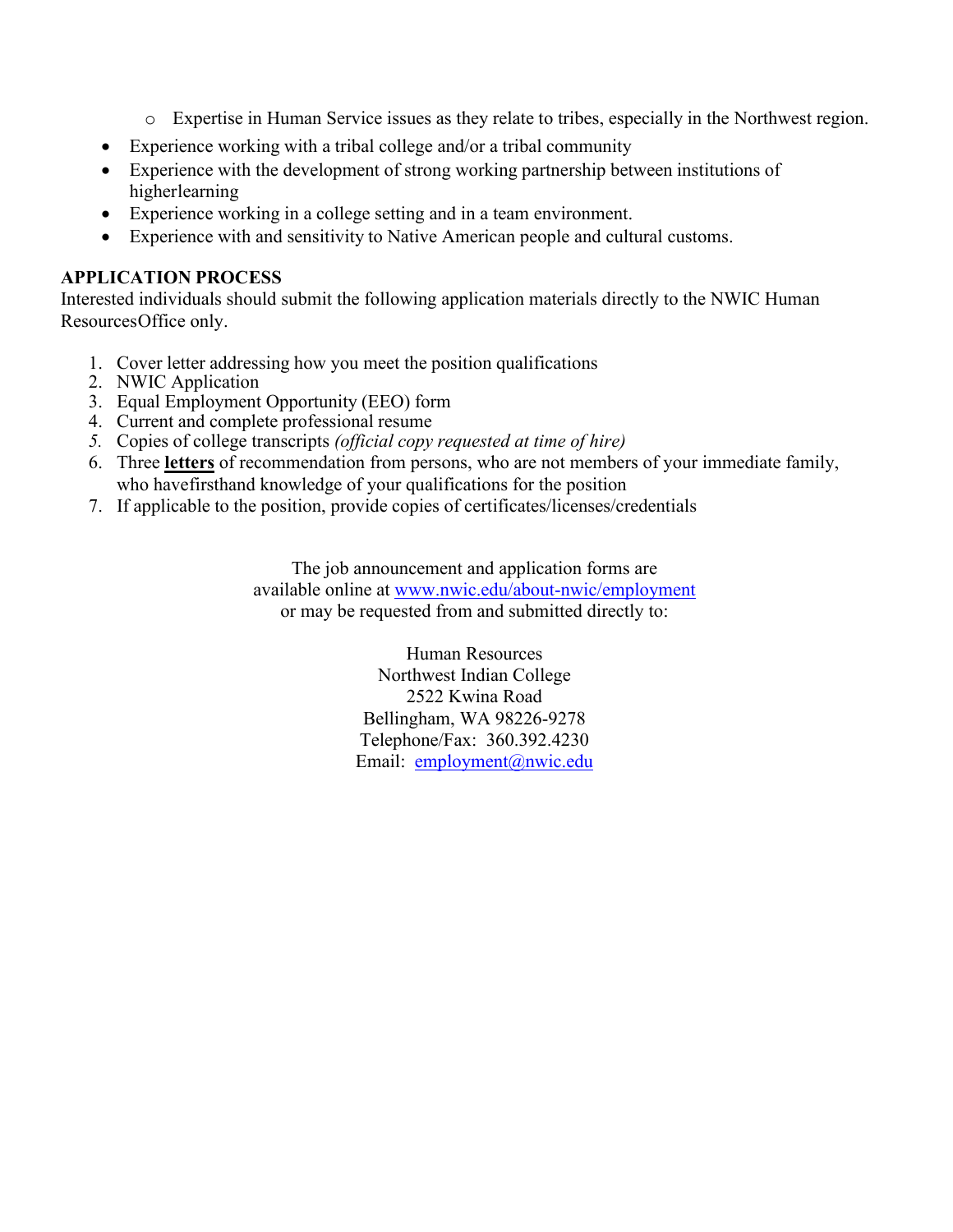- Expertise in Human Service issues as they relate to tribes, especially in the Northwest region.
- Experience working with a tribal college and/or a tribal community
- Experience with the development of strong working partnership between institutions of higherlearning
- Experience working in a college setting and in a team environment.
- Experience with and sensitivity to Native American people and cultural customs.

**APPLICATION PROCESS**

Interested individuals should submit the following application materials directly to the NWIC Human ResourcesOffice only.

1. Cover letter addressing how you meet the position qualifications
2. NWIC Application
3. Equal Employment Opportunity (EEO) form
4. Current and complete professional resume
5. Copies of college transcripts *(official copy requested at time of hire)*
6. Three **letters** of recommendation from persons, who are not members of your immediate family, who havefirsthand knowledge of your qualifications for the position
7. If applicable to the position, provide copies of certificates/licenses/credentials

The job announcement and application forms are available online at www.nwic.edu/about-nwic/employment or may be requested from and submitted directly to:

Human Resources
Northwest Indian College
2522 Kwina Road
Bellingham, WA 98226-9278
Telephone/Fax: 360.392.4230
Email: employment@nwic.edu